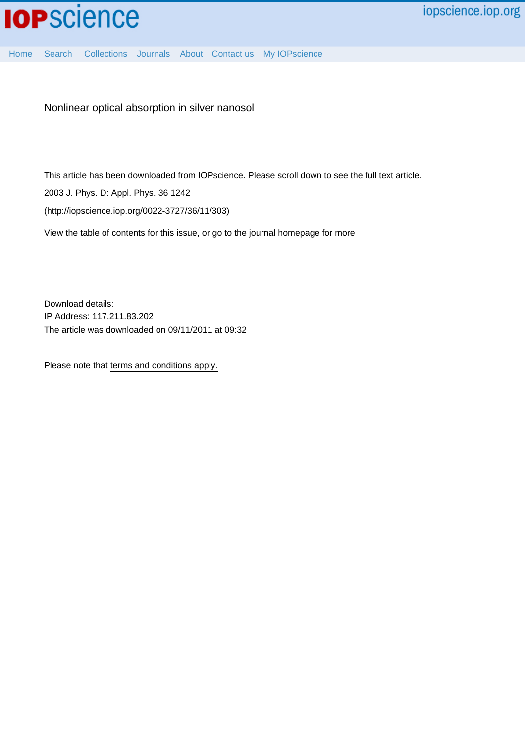Nonlinear optical absorption in silver nanosol

This article has been downloaded from IOPscience. Please scroll down to see the full text article.

2003 J. Phys. D: Appl. Phys. 36 1242

(http://iopscience.iop.org/0022-3727/36/11/303)

View the table of contents for this issue, or go to the journal homepage for more

Download details:
IP Address: 117.211.83.202
The article was downloaded on 09/11/2011 at 09:32

Please note that terms and conditions apply.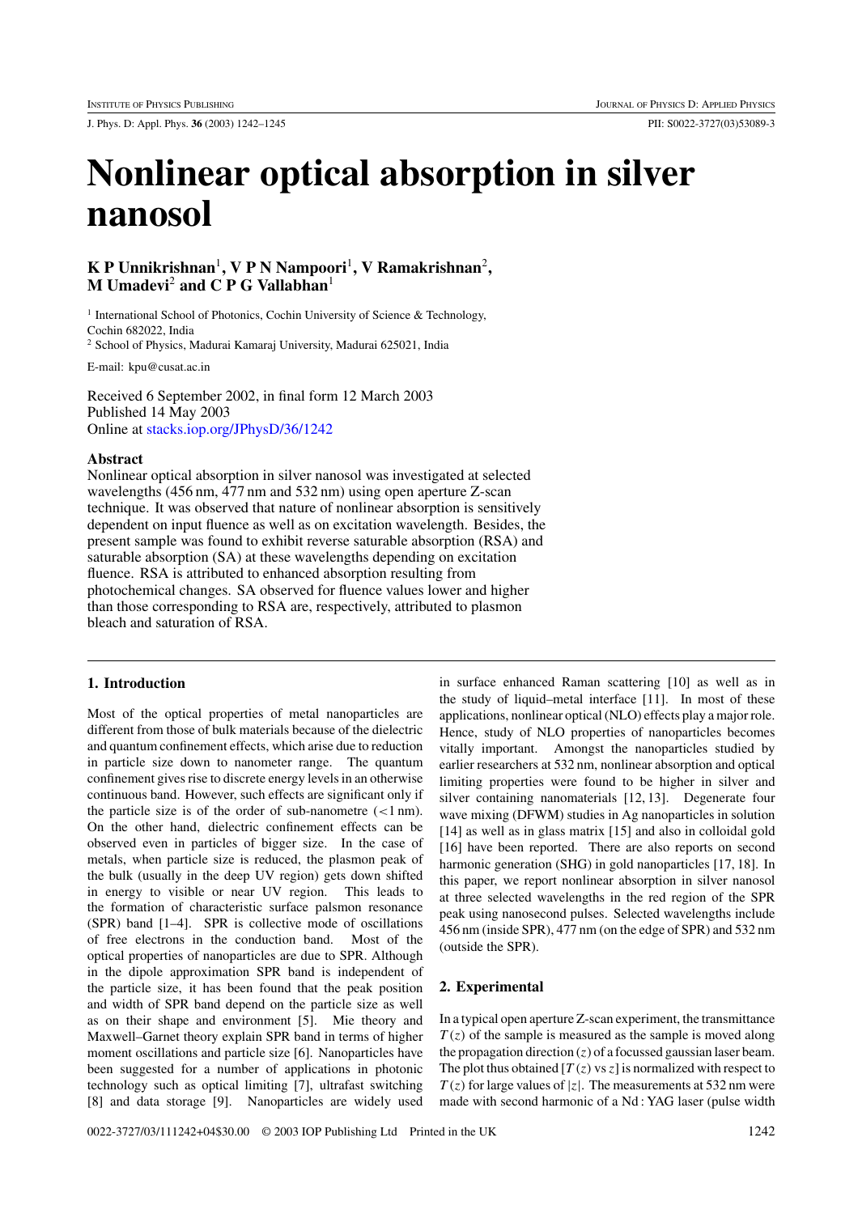# Nonlinear optical absorption in silver nanosol

**K P Unnikrishnan**[1]**, V P N Nampoori**[1]**, V Ramakrishnan**[2]**, M Umadevi**[2] **and C P G Vallabhan**[1]

[1] International School of Photonics, Cochin University of Science & Technology, Cochin 682022, India

[2] School of Physics, Madurai Kamaraj University, Madurai 625021, India

E-mail: kpu@cusat.ac.in

Received 6 September 2002, in final form 12 March 2003
Published 14 May 2003
Online at stacks.iop.org/JPhysD/36/1242

### Abstract

Nonlinear optical absorption in silver nanosol was investigated at selected wavelengths (456 nm, 477 nm and 532 nm) using open aperture Z-scan technique. It was observed that nature of nonlinear absorption is sensitively dependent on input fluence as well as on excitation wavelength. Besides, the present sample was found to exhibit reverse saturable absorption (RSA) and saturable absorption (SA) at these wavelengths depending on excitation fluence. RSA is attributed to enhanced absorption resulting from photochemical changes. SA observed for fluence values lower and higher than those corresponding to RSA are, respectively, attributed to plasmon bleach and saturation of RSA.

## 1. Introduction

Most of the optical properties of metal nanoparticles are different from those of bulk materials because of the dielectric and quantum confinement effects, which arise due to reduction in particle size down to nanometer range. The quantum confinement gives rise to discrete energy levels in an otherwise continuous band. However, such effects are significant only if the particle size is of the order of sub-nanometre (<1 nm). On the other hand, dielectric confinement effects can be observed even in particles of bigger size. In the case of metals, when particle size is reduced, the plasmon peak of the bulk (usually in the deep UV region) gets down shifted in energy to visible or near UV region. This leads to the formation of characteristic surface palsmon resonance (SPR) band [1–4]. SPR is collective mode of oscillations of free electrons in the conduction band. Most of the optical properties of nanoparticles are due to SPR. Although in the dipole approximation SPR band is independent of the particle size, it has been found that the peak position and width of SPR band depend on the particle size as well as on their shape and environment [5]. Mie theory and Maxwell–Garnet theory explain SPR band in terms of higher moment oscillations and particle size [6]. Nanoparticles have been suggested for a number of applications in photonic technology such as optical limiting [7], ultrafast switching [8] and data storage [9]. Nanoparticles are widely used in surface enhanced Raman scattering [10] as well as in the study of liquid–metal interface [11]. In most of these applications, nonlinear optical (NLO) effects play a major role. Hence, study of NLO properties of nanoparticles becomes vitally important. Amongst the nanoparticles studied by earlier researchers at 532 nm, nonlinear absorption and optical limiting properties were found to be higher in silver and silver containing nanomaterials [12, 13]. Degenerate four wave mixing (DFWM) studies in Ag nanoparticles in solution [14] as well as in glass matrix [15] and also in colloidal gold [16] have been reported. There are also reports on second harmonic generation (SHG) in gold nanoparticles [17, 18]. In this paper, we report nonlinear absorption in silver nanosol at three selected wavelengths in the red region of the SPR peak using nanosecond pulses. Selected wavelengths include 456 nm (inside SPR), 477 nm (on the edge of SPR) and 532 nm (outside the SPR).

## 2. Experimental

In a typical open aperture Z-scan experiment, the transmittance $T(z)$ of the sample is measured as the sample is moved along the propagation direction ($z$) of a focussed gaussian laser beam. The plot thus obtained [$T(z)$ vs $z$] is normalized with respect to $T(z)$ for large values of $|z|$. The measurements at 532 nm were made with second harmonic of a Nd : YAG laser (pulse width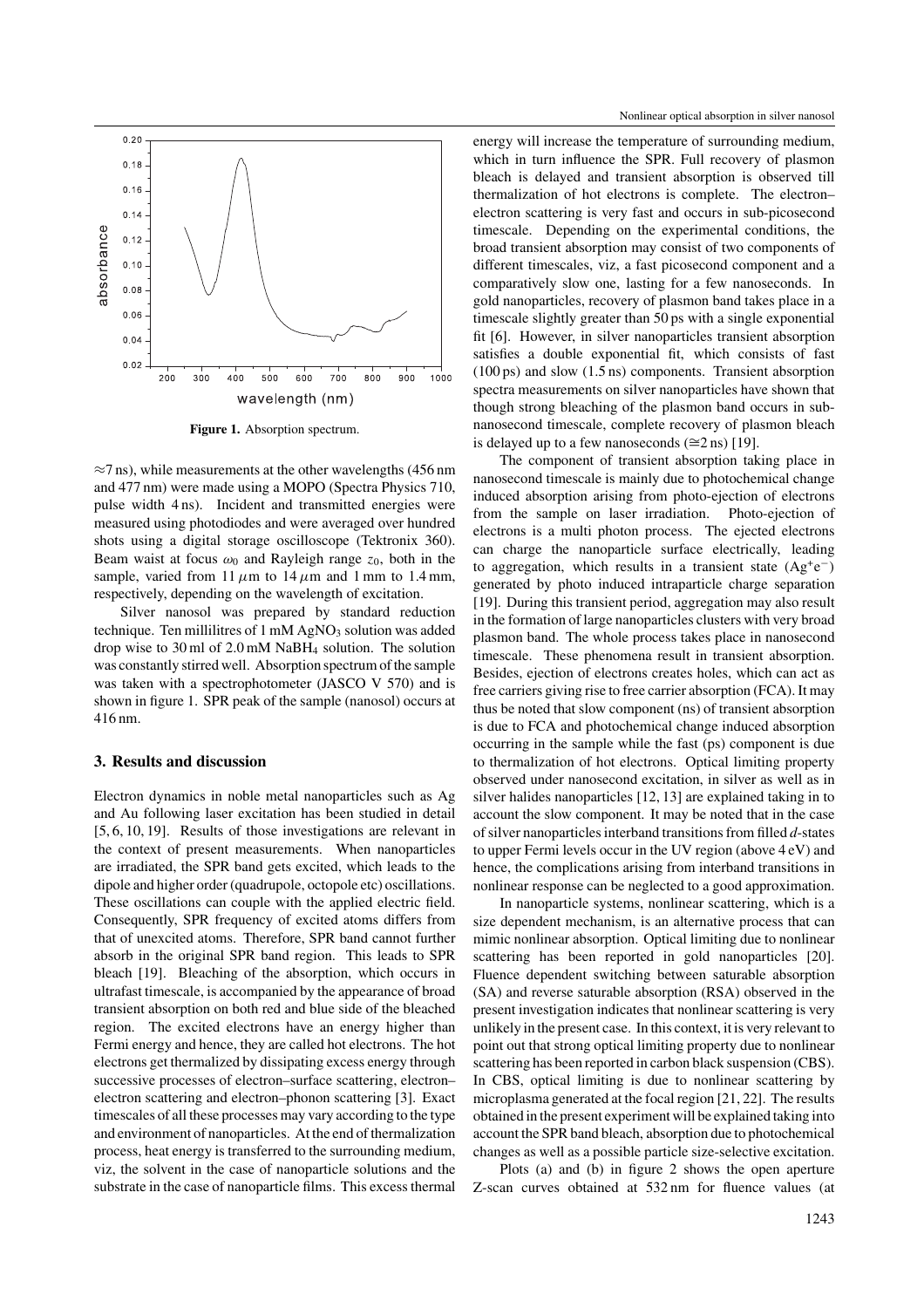0.20
0.18
0.16
0.14
0.12
0.10
0.08
0.06
0.04
0.02
absorbance
200 300 400 500 600 700 800 900 1000
wavelength (nm)

**Figure 1.** Absorption spectrum.

$\approx$7 ns), while measurements at the other wavelengths (456 nm and 477 nm) were made using a MOPO (Spectra Physics 710, pulse width 4 ns). Incident and transmitted energies were measured using photodiodes and were averaged over hundred shots using a digital storage oscilloscope (Tektronix 360). Beam waist at focus $\omega_0$ and Rayleigh range $z_0$, both in the sample, varied from 11 $\mu$m to 14 $\mu$m and 1 mm to 1.4 mm, respectively, depending on the wavelength of excitation.

Silver nanosol was prepared by standard reduction technique. Ten millilitres of 1 mM $AgNO_3$ solution was added drop wise to 30 ml of 2.0 mM $NaBH_4$ solution. The solution was constantly stirred well. Absorption spectrum of the sample was taken with a spectrophotometer (JASCO V 570) and is shown in figure 1. SPR peak of the sample (nanosol) occurs at 416 nm.

## 3. Results and discussion

Electron dynamics in noble metal nanoparticles such as Ag and Au following laser excitation has been studied in detail [5, 6, 10, 19]. Results of those investigations are relevant in the context of present measurements. When nanoparticles are irradiated, the SPR band gets excited, which leads to the dipole and higher order (quadrupole, octopole etc) oscillations. These oscillations can couple with the applied electric field. Consequently, SPR frequency of excited atoms differs from that of unexcited atoms. Therefore, SPR band cannot further absorb in the original SPR band region. This leads to SPR bleach [19]. Bleaching of the absorption, which occurs in ultrafast timescale, is accompanied by the appearance of broad transient absorption on both red and blue side of the bleached region. The excited electrons have an energy higher than Fermi energy and hence, they are called hot electrons. The hot electrons get thermalized by dissipating excess energy through successive processes of electron–surface scattering, electron–electron scattering and electron–phonon scattering [3]. Exact timescales of all these processes may vary according to the type and environment of nanoparticles. At the end of thermalization process, heat energy is transferred to the surrounding medium, viz, the solvent in the case of nanoparticle solutions and the substrate in the case of nanoparticle films. This excess thermal energy will increase the temperature of surrounding medium, which in turn influence the SPR. Full recovery of plasmon bleach is delayed and transient absorption is observed till thermalization of hot electrons is complete. The electron–electron scattering is very fast and occurs in sub-picosecond timescale. Depending on the experimental conditions, the broad transient absorption may consist of two components of different timescales, viz, a fast picosecond component and a comparatively slow one, lasting for a few nanoseconds. In gold nanoparticles, recovery of plasmon band takes place in a timescale slightly greater than 50 ps with a single exponential fit [6]. However, in silver nanoparticles transient absorption satisfies a double exponential fit, which consists of fast (100 ps) and slow (1.5 ns) components. Transient absorption spectra measurements on silver nanoparticles have shown that though strong bleaching of the plasmon band occurs in sub-nanosecond timescale, complete recovery of plasmon bleach is delayed up to a few nanoseconds ($\cong$2 ns) [19].

The component of transient absorption taking place in nanosecond timescale is mainly due to photochemical change induced absorption arising from photo-ejection of electrons from the sample on laser irradiation. Photo-ejection of electrons is a multi photon process. The ejected electrons can charge the nanoparticle surface electrically, leading to aggregation, which results in a transient state ($Ag^+e^-$) generated by photo induced intraparticle charge separation [19]. During this transient period, aggregation may also result in the formation of large nanoparticles clusters with very broad plasmon band. The whole process takes place in nanosecond timescale. These phenomena result in transient absorption. Besides, ejection of electrons creates holes, which can act as free carriers giving rise to free carrier absorption (FCA). It may thus be noted that slow component (ns) of transient absorption is due to FCA and photochemical change induced absorption occurring in the sample while the fast (ps) component is due to thermalization of hot electrons. Optical limiting property observed under nanosecond excitation, in silver as well as in silver halides nanoparticles [12, 13] are explained taking in to account the slow component. It may be noted that in the case of silver nanoparticles interband transitions from filled *d*-states to upper Fermi levels occur in the UV region (above 4 eV) and hence, the complications arising from interband transitions in nonlinear response can be neglected to a good approximation.

In nanoparticle systems, nonlinear scattering, which is a size dependent mechanism, is an alternative process that can mimic nonlinear absorption. Optical limiting due to nonlinear scattering has been reported in gold nanoparticles [20]. Fluence dependent switching between saturable absorption (SA) and reverse saturable absorption (RSA) observed in the present investigation indicates that nonlinear scattering is very unlikely in the present case. In this context, it is very relevant to point out that strong optical limiting property due to nonlinear scattering has been reported in carbon black suspension (CBS). In CBS, optical limiting is due to nonlinear scattering by microplasma generated at the focal region [21, 22]. The results obtained in the present experiment will be explained taking into account the SPR band bleach, absorption due to photochemical changes as well as a possible particle size-selective excitation.

Plots (a) and (b) in figure 2 shows the open aperture Z-scan curves obtained at 532 nm for fluence values (at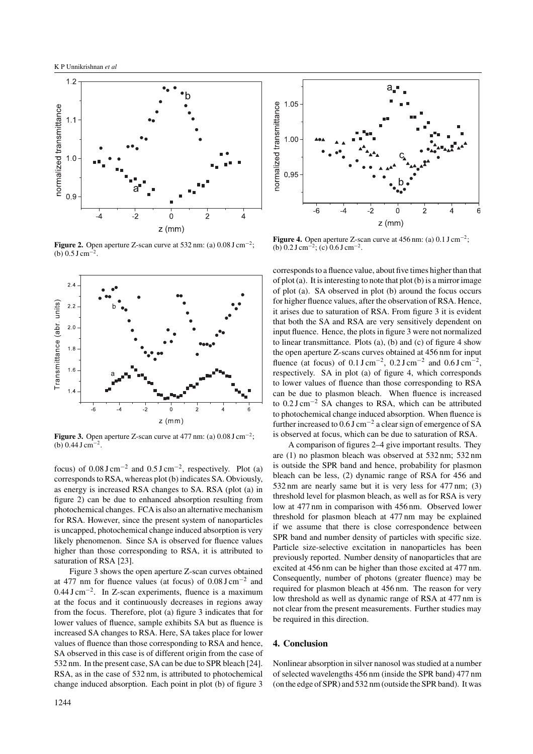**Figure 2.** Open aperture Z-scan curve at 532 nm: (a) 0.08 J cm$^{-2}$; (b) 0.5 J cm$^{-2}$.

**Figure 3.** Open aperture Z-scan curve at 477 nm: (a) 0.08 J cm$^{-2}$; (b) 0.44 J cm$^{-2}$.

focus) of 0.08 J cm$^{-2}$ and 0.5 J cm$^{-2}$, respectively. Plot (a) corresponds to RSA, whereas plot (b) indicates SA. Obviously, as energy is increased RSA changes to SA. RSA (plot (a) in figure 2) can be due to enhanced absorption resulting from photochemical changes. FCA is also an alternative mechanism for RSA. However, since the present system of nanoparticles is uncapped, photochemical change induced absorption is very likely phenomenon. Since SA is observed for fluence values higher than those corresponding to RSA, it is attributed to saturation of RSA [23].

Figure 3 shows the open aperture Z-scan curves obtained at 477 nm for fluence values (at focus) of 0.08 J cm$^{-2}$ and 0.44 J cm$^{-2}$. In Z-scan experiments, fluence is a maximum at the focus and it continuously decreases in regions away from the focus. Therefore, plot (a) figure 3 indicates that for lower values of fluence, sample exhibits SA but as fluence is increased SA changes to RSA. Here, SA takes place for lower values of fluence than those corresponding to RSA and hence, SA observed in this case is of different origin from the case of 532 nm. In the present case, SA can be due to SPR bleach [24]. RSA, as in the case of 532 nm, is attributed to photochemical change induced absorption. Each point in plot (b) of figure 3 corresponds to a fluence value, about five times higher than that of plot (a). It is interesting to note that plot (b) is a mirror image of plot (a). SA observed in plot (b) around the focus occurs for higher fluence values, after the observation of RSA. Hence, it arises due to saturation of RSA. From figure 3 it is evident that both the SA and RSA are very sensitively dependent on input fluence. Hence, the plots in figure 3 were not normalized to linear transmittance. Plots (a), (b) and (c) of figure 4 show the open aperture Z-scans curves obtained at 456 nm for input fluence (at focus) of 0.1 J cm$^{-2}$, 0.2 J cm$^{-2}$ and 0.6 J cm$^{-2}$, respectively. SA in plot (a) of figure 4, which corresponds to lower values of fluence than those corresponding to RSA can be due to plasmon bleach. When fluence is increased to 0.2 J cm$^{-2}$ SA changes to RSA, which can be attributed to photochemical change induced absorption. When fluence is further increased to 0.6 J cm$^{-2}$ a clear sign of emergence of SA is observed at focus, which can be due to saturation of RSA.

**Figure 4.** Open aperture Z-scan curve at 456 nm: (a) 0.1 J cm$^{-2}$; (b) 0.2 J cm$^{-2}$; (c) 0.6 J cm$^{-2}$.

A comparison of figures 2–4 give important results. They are (1) no plasmon bleach was observed at 532 nm; 532 nm is outside the SPR band and hence, probability for plasmon bleach can be less, (2) dynamic range of RSA for 456 and 532 nm are nearly same but it is very less for 477 nm; (3) threshold level for plasmon bleach, as well as for RSA is very low at 477 nm in comparison with 456 nm. Observed lower threshold for plasmon bleach at 477 nm may be explained if we assume that there is close correspondence between SPR band and number density of particles with specific size. Particle size-selective excitation in nanoparticles has been previously reported. Number density of nanoparticles that are excited at 456 nm can be higher than those excited at 477 nm. Consequently, number of photons (greater fluence) may be required for plasmon bleach at 456 nm. The reason for very low threshold as well as dynamic range of RSA at 477 nm is not clear from the present measurements. Further studies may be required in this direction.

## 4. Conclusion

Nonlinear absorption in silver nanosol was studied at a number of selected wavelengths 456 nm (inside the SPR band) 477 nm (on the edge of SPR) and 532 nm (outside the SPR band). It was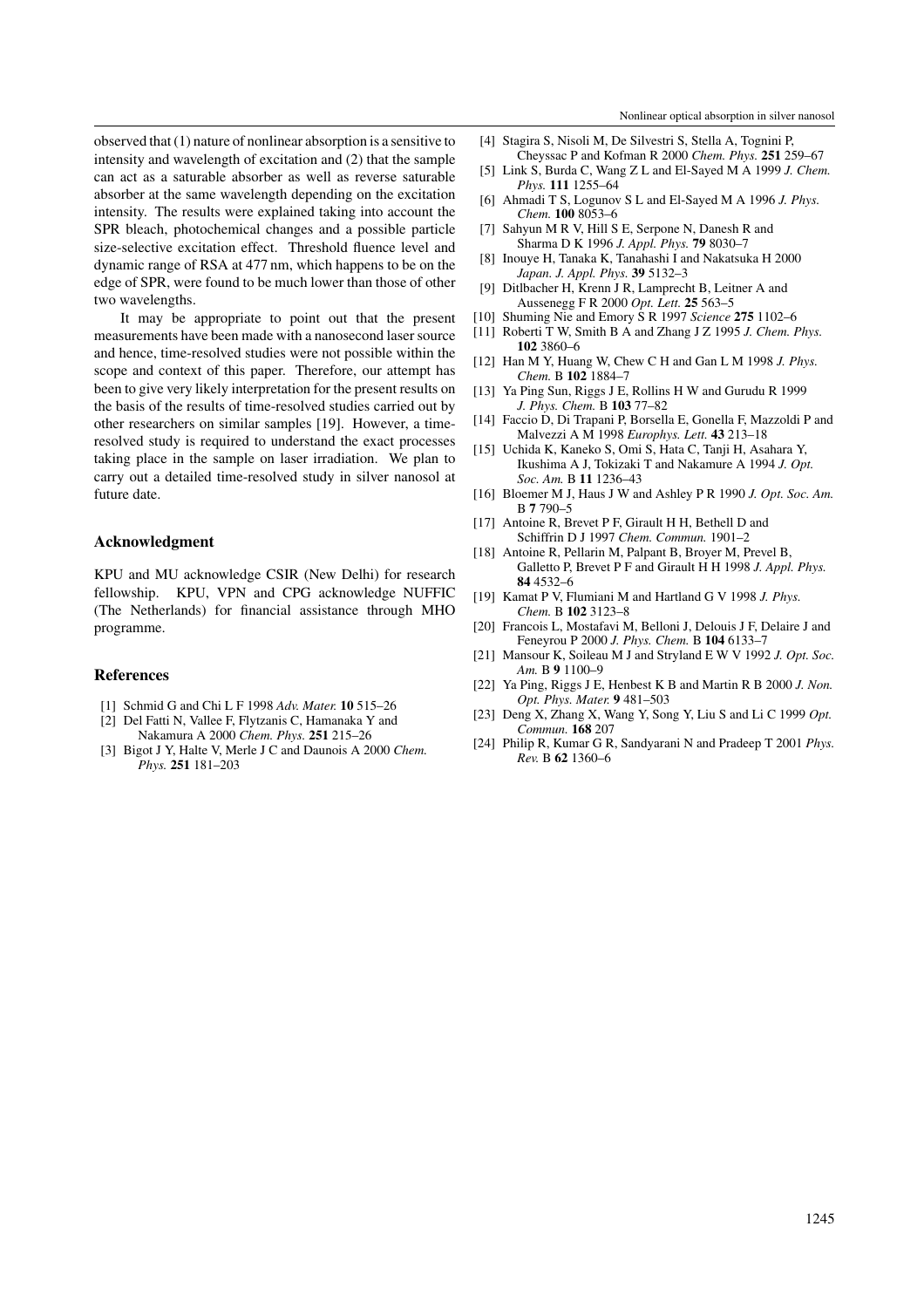observed that (1) nature of nonlinear absorption is a sensitive to intensity and wavelength of excitation and (2) that the sample can act as a saturable absorber as well as reverse saturable absorber at the same wavelength depending on the excitation intensity. The results were explained taking into account the SPR bleach, photochemical changes and a possible particle size-selective excitation effect. Threshold fluence level and dynamic range of RSA at 477 nm, which happens to be on the edge of SPR, were found to be much lower than those of other two wavelengths.

It may be appropriate to point out that the present measurements have been made with a nanosecond laser source and hence, time-resolved studies were not possible within the scope and context of this paper. Therefore, our attempt has been to give very likely interpretation for the present results on the basis of the results of time-resolved studies carried out by other researchers on similar samples [19]. However, a time-resolved study is required to understand the exact processes taking place in the sample on laser irradiation. We plan to carry out a detailed time-resolved study in silver nanosol at future date.

## Acknowledgment

KPU and MU acknowledge CSIR (New Delhi) for research fellowship. KPU, VPN and CPG acknowledge NUFFIC (The Netherlands) for financial assistance through MHO programme.

## References

[1] Schmid G and Chi L F 1998 *Adv. Mater.* **10** 515–26

[2] Del Fatti N, Vallee F, Flytzanis C, Hamanaka Y and Nakamura A 2000 *Chem. Phys.* **251** 215–26

[3] Bigot J Y, Halte V, Merle J C and Daunois A 2000 *Chem. Phys.* **251** 181–203

[4] Stagira S, Nisoli M, De Silvestri S, Stella A, Tognini P, Cheyssac P and Kofman R 2000 *Chem. Phys.* **251** 259–67

[5] Link S, Burda C, Wang Z L and El-Sayed M A 1999 *J. Chem. Phys.* **111** 1255–64

[6] Ahmadi T S, Logunov S L and El-Sayed M A 1996 *J. Phys. Chem.* **100** 8053–6

[7] Sahyun M R V, Hill S E, Serpone N, Danesh R and Sharma D K 1996 *J. Appl. Phys.* **79** 8030–7

[8] Inouye H, Tanaka K, Tanahashi I and Nakatsuka H 2000 *Japan. J. Appl. Phys.* **39** 5132–3

[9] Ditlbacher H, Krenn J R, Lamprecht B, Leitner A and Aussenegg F R 2000 *Opt. Lett.* **25** 563–5

[10] Shuming Nie and Emory S R 1997 *Science* **275** 1102–6

[11] Roberti T W, Smith B A and Zhang J Z 1995 *J. Chem. Phys.* **102** 3860–6

[12] Han M Y, Huang W, Chew C H and Gan L M 1998 *J. Phys. Chem.* B **102** 1884–7

[13] Ya Ping Sun, Riggs J E, Rollins H W and Gurudu R 1999 *J. Phys. Chem.* B **103** 77–82

[14] Faccio D, Di Trapani P, Borsella E, Gonella F, Mazzoldi P and Malvezzi A M 1998 *Europhys. Lett.* **43** 213–18

[15] Uchida K, Kaneko S, Omi S, Hata C, Tanji H, Asahara Y, Ikushima A J, Tokizaki T and Nakamure A 1994 *J. Opt. Soc. Am.* B **11** 1236–43

[16] Bloemer M J, Haus J W and Ashley P R 1990 *J. Opt. Soc. Am.* B **7** 790–5

[17] Antoine R, Brevet P F, Girault H H, Bethell D and Schiffrin D J 1997 *Chem. Commun.* 1901–2

[18] Antoine R, Pellarin M, Palpant B, Broyer M, Prevel B, Galletto P, Brevet P F and Girault H H 1998 *J. Appl. Phys.* **84** 4532–6

[19] Kamat P V, Flumiani M and Hartland G V 1998 *J. Phys. Chem.* B **102** 3123–8

[20] Francois L, Mostafavi M, Belloni J, Delouis J F, Delaire J and Feneyrou P 2000 *J. Phys. Chem.* B **104** 6133–7

[21] Mansour K, Soileau M J and Stryland E W V 1992 *J. Opt. Soc. Am.* B **9** 1100–9

[22] Ya Ping, Riggs J E, Henbest K B and Martin R B 2000 *J. Non. Opt. Phys. Mater.* **9** 481–503

[23] Deng X, Zhang X, Wang Y, Song Y, Liu S and Li C 1999 *Opt. Commun.* **168** 207

[24] Philip R, Kumar G R, Sandyarani N and Pradeep T 2001 *Phys. Rev.* B **62** 1360–6